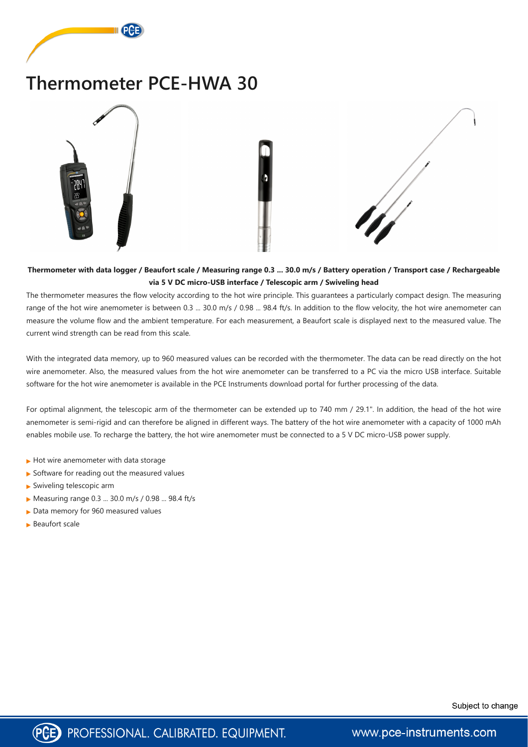# Thermometer PCE-HWA 30

**Thermometer with data logger / Beaufort scale / Measuring range 0.3 ... 30.0 m/s / Battery operation / Transport case / Rechargeable via 5 V DC micro-USB interface / Telescopic arm / Swiveling head**

The thermometer measures the flow velocity according to the hot wire principle. This guarantees a particularly compact design. The measuring range of the hot wire anemometer is between 0.3 ... 30.0 m/s / 0.98 ... 98.4 ft/s. In addition to the flow velocity, the hot wire anemometer can measure the volume flow and the ambient temperature. For each measurement, a Beaufort scale is displayed next to the measured value. The current wind strength can be read from this scale.

With the integrated data memory, up to 960 measured values can be recorded with the thermometer. The data can be read directly on the hot wire anemometer. Also, the measured values from the hot wire anemometer can be transferred to a PC via the micro USB interface. Suitable software for the hot wire anemometer is available in the PCE Instruments download portal for further processing of the data.

For optimal alignment, the telescopic arm of the thermometer can be extended up to 740 mm / 29.1". In addition, the head of the hot wire anemometer is semi-rigid and can therefore be aligned in different ways. The battery of the hot wire anemometer with a capacity of 1000 mAh enables mobile use. To recharge the battery, the hot wire anemometer must be connected to a 5 V DC micro-USB power supply.

- Hot wire anemometer with data storage
- Software for reading out the measured values
- Swiveling telescopic arm
- Measuring range 0.3 ... 30.0 m/s / 0.98 ... 98.4 ft/s
- Data memory for 960 measured values
- Beaufort scale

Subject to change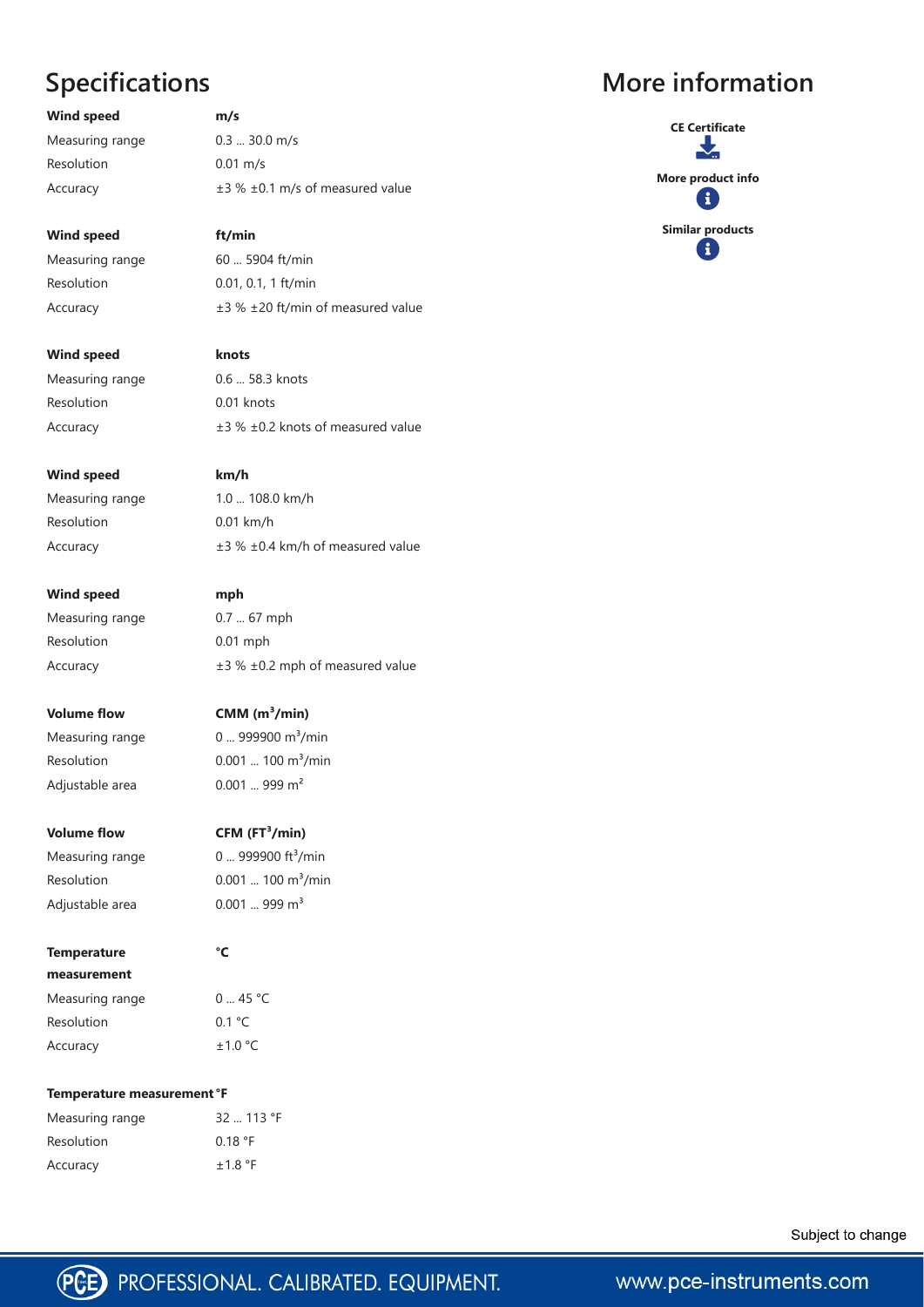## Specifications

| **Wind speed** | **m/s** |
|---|---|
| Measuring range | 0.3 ... 30.0 m/s |
| Resolution | 0.01 m/s |
| Accuracy | ±3 % ±0.1 m/s of measured value |

| **Wind speed** | **ft/min** |
|---|---|
| Measuring range | 60 ... 5904 ft/min |
| Resolution | 0.01, 0.1, 1 ft/min |
| Accuracy | ±3 % ±20 ft/min of measured value |

| **Wind speed** | **knots** |
|---|---|
| Measuring range | 0.6 ... 58.3 knots |
| Resolution | 0.01 knots |
| Accuracy | ±3 % ±0.2 knots of measured value |

| **Wind speed** | **km/h** |
|---|---|
| Measuring range | 1.0 ... 108.0 km/h |
| Resolution | 0.01 km/h |
| Accuracy | ±3 % ±0.4 km/h of measured value |

| **Wind speed** | **mph** |
|---|---|
| Measuring range | 0.7 ... 67 mph |
| Resolution | 0.01 mph |
| Accuracy | ±3 % ±0.2 mph of measured value |

| **Volume flow** | **CMM ($m^3$/min)** |
|---|---|
| Measuring range | 0 ... 999900 $m^3$/min |
| Resolution | 0.001 ... 100 $m^3$/min |
| Adjustable area | 0.001 ... 999 $m^2$ |

| **Volume flow** | **CFM ($FT^3$/min)** |
|---|---|
| Measuring range | 0 ... 999900 $ft^3$/min |
| Resolution | 0.001 ... 100 $m^3$/min |
| Adjustable area | 0.001 ... 999 $m^3$ |

| **Temperature measurement** | **°C** |
|---|---|
| Measuring range | 0 ... 45 °C |
| Resolution | 0.1 °C |
| Accuracy | ±1.0 °C |

| **Temperature measurement °F** | |
|---|---|
| Measuring range | 32 ... 113 °F |
| Resolution | 0.18 °F |
| Accuracy | ±1.8 °F |

## More information

**CE Certificate**

**More product info**

**Similar products**

Subject to change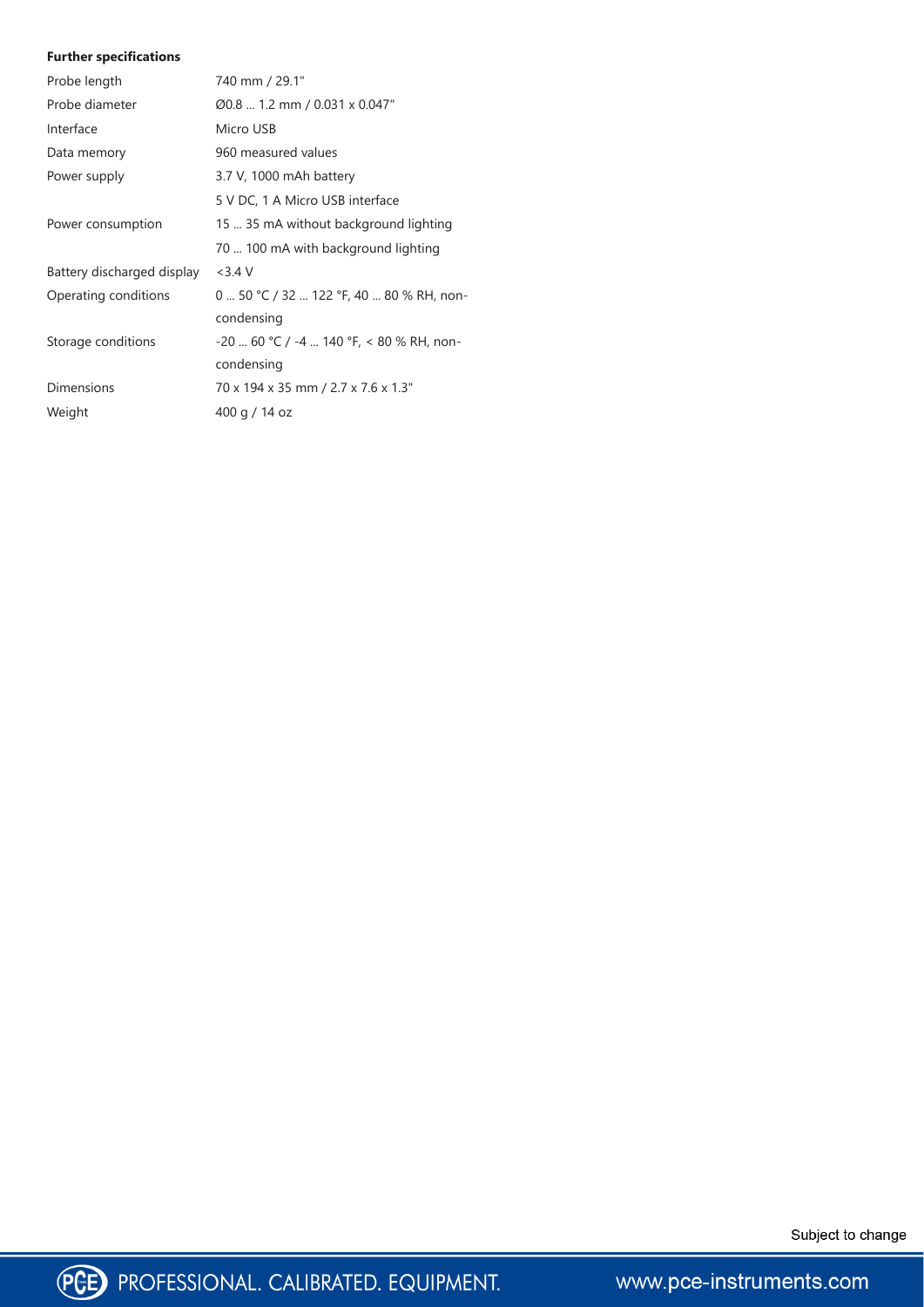**Further specifications**

| | |
|---|---|
| Probe length | 740 mm / 29.1" |
| Probe diameter | Ø0.8 … 1.2 mm / 0.031 x 0.047" |
| Interface | Micro USB |
| Data memory | 960 measured values |
| Power supply | 3.7 V, 1000 mAh battery |
| | 5 V DC, 1 A Micro USB interface |
| Power consumption | 15 … 35 mA without background lighting |
| | 70 … 100 mA with background lighting |
| Battery discharged display | <3.4 V |
| Operating conditions | 0 … 50 °C / 32 … 122 °F, 40 … 80 % RH, non-condensing |
| Storage conditions | -20 … 60 °C / -4 … 140 °F, < 80 % RH, non-condensing |
| Dimensions | 70 x 194 x 35 mm / 2.7 x 7.6 x 1.3" |
| Weight | 400 g / 14 oz |

Subject to change